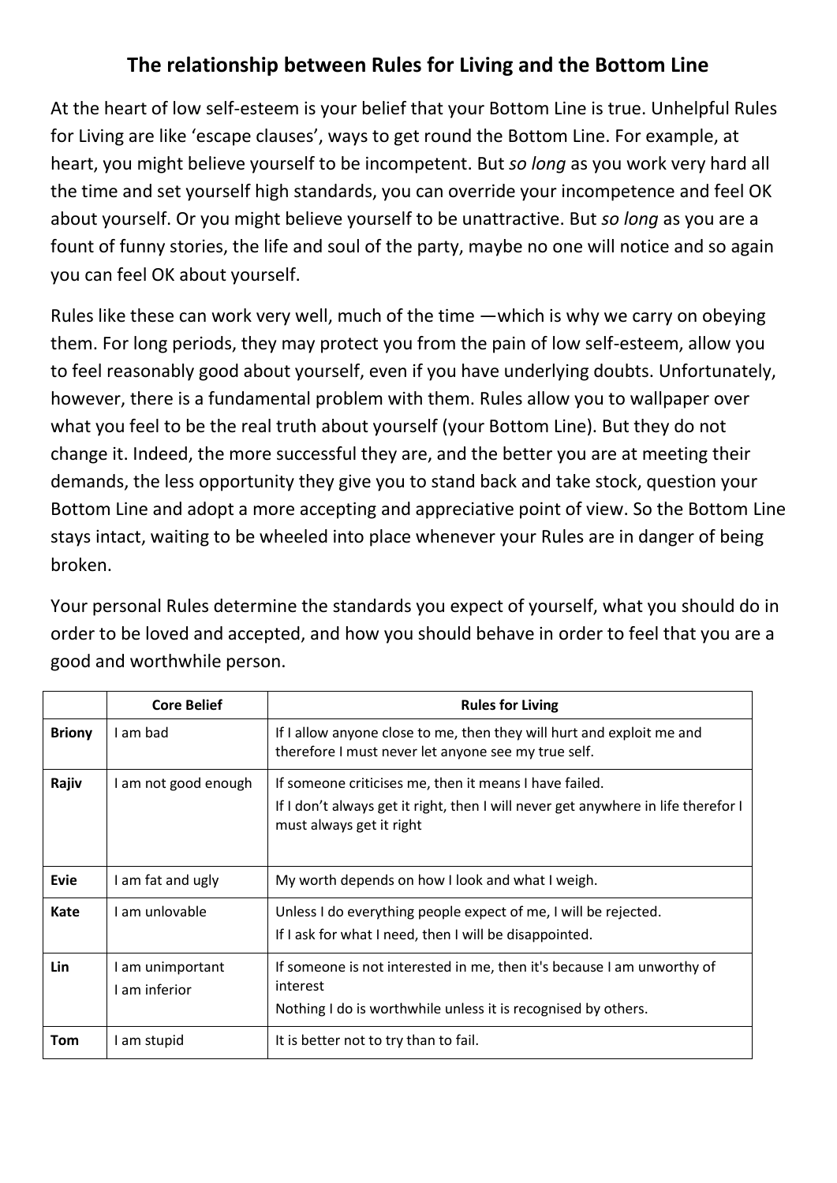# The relationship between Rules for Living and the Bottom Line

At the heart of low self-esteem is your belief that your Bottom Line is true. Unhelpful Rules for Living are like 'escape clauses', ways to get round the Bottom Line. For example, at heart, you might believe yourself to be incompetent. But *so long* as you work very hard all the time and set yourself high standards, you can override your incompetence and feel OK about yourself. Or you might believe yourself to be unattractive. But *so long* as you are a fount of funny stories, the life and soul of the party, maybe no one will notice and so again you can feel OK about yourself.

Rules like these can work very well, much of the time —which is why we carry on obeying them. For long periods, they may protect you from the pain of low self-esteem, allow you to feel reasonably good about yourself, even if you have underlying doubts. Unfortunately, however, there is a fundamental problem with them. Rules allow you to wallpaper over what you feel to be the real truth about yourself (your Bottom Line). But they do not change it. Indeed, the more successful they are, and the better you are at meeting their demands, the less opportunity they give you to stand back and take stock, question your Bottom Line and adopt a more accepting and appreciative point of view. So the Bottom Line stays intact, waiting to be wheeled into place whenever your Rules are in danger of being broken.

Your personal Rules determine the standards you expect of yourself, what you should do in order to be loved and accepted, and how you should behave in order to feel that you are a good and worthwhile person.

| | Core Belief | Rules for Living |
|---|---|---|
| **Briony** | I am bad | If I allow anyone close to me, then they will hurt and exploit me and therefore I must never let anyone see my true self. |
| **Rajiv** | I am not good enough | If someone criticises me, then it means I have failed.<br>If I don't always get it right, then I will never get anywhere in life therefor I must always get it right |
| **Evie** | I am fat and ugly | My worth depends on how I look and what I weigh. |
| **Kate** | I am unlovable | Unless I do everything people expect of me, I will be rejected.<br>If I ask for what I need, then I will be disappointed. |
| **Lin** | I am unimportant<br>I am inferior | If someone is not interested in me, then it's because I am unworthy of interest<br>Nothing I do is worthwhile unless it is recognised by others. |
| **Tom** | I am stupid | It is better not to try than to fail. |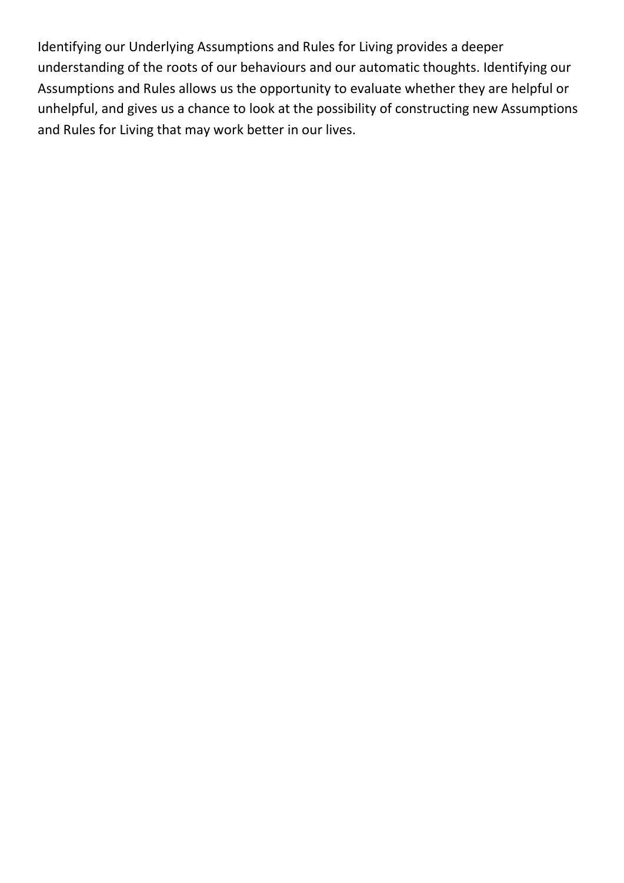Identifying our Underlying Assumptions and Rules for Living provides a deeper understanding of the roots of our behaviours and our automatic thoughts. Identifying our Assumptions and Rules allows us the opportunity to evaluate whether they are helpful or unhelpful, and gives us a chance to look at the possibility of constructing new Assumptions and Rules for Living that may work better in our lives.